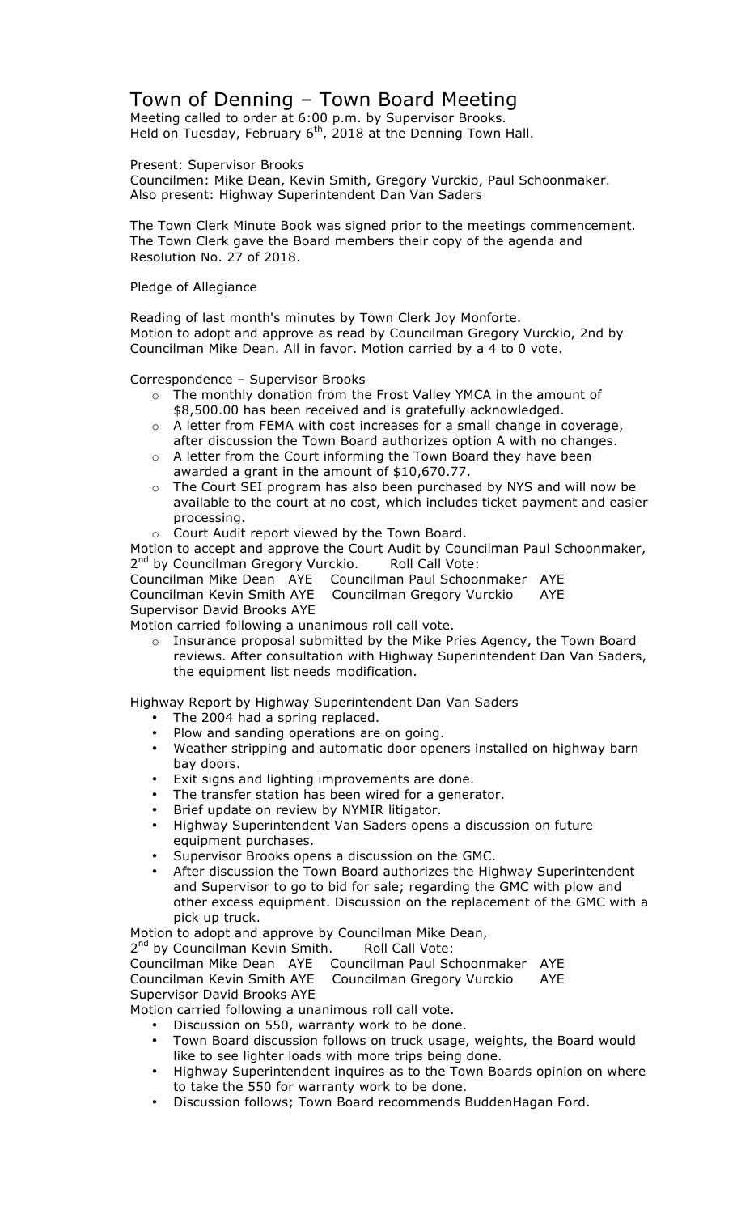# Town of Denning – Town Board Meeting

Meeting called to order at 6:00 p.m. by Supervisor Brooks.
Held on Tuesday, February 6th, 2018 at the Denning Town Hall.

Present: Supervisor Brooks
Councilmen: Mike Dean, Kevin Smith, Gregory Vurckio, Paul Schoonmaker.
Also present: Highway Superintendent Dan Van Saders

The Town Clerk Minute Book was signed prior to the meetings commencement.
The Town Clerk gave the Board members their copy of the agenda and Resolution No. 27 of 2018.

Pledge of Allegiance

Reading of last month's minutes by Town Clerk Joy Monforte.
Motion to adopt and approve as read by Councilman Gregory Vurckio, 2nd by Councilman Mike Dean. All in favor. Motion carried by a 4 to 0 vote.

Correspondence – Supervisor Brooks

- The monthly donation from the Frost Valley YMCA in the amount of $8,500.00 has been received and is gratefully acknowledged.
- A letter from FEMA with cost increases for a small change in coverage, after discussion the Town Board authorizes option A with no changes.
- A letter from the Court informing the Town Board they have been awarded a grant in the amount of $10,670.77.
- The Court SEI program has also been purchased by NYS and will now be available to the court at no cost, which includes ticket payment and easier processing.
- Court Audit report viewed by the Town Board.

Motion to accept and approve the Court Audit by Councilman Paul Schoonmaker, 2nd by Councilman Gregory Vurckio. Roll Call Vote:
Councilman Mike Dean AYE Councilman Paul Schoonmaker AYE
Councilman Kevin Smith AYE Councilman Gregory Vurckio AYE
Supervisor David Brooks AYE
Motion carried following a unanimous roll call vote.

- Insurance proposal submitted by the Mike Pries Agency, the Town Board reviews. After consultation with Highway Superintendent Dan Van Saders, the equipment list needs modification.

Highway Report by Highway Superintendent Dan Van Saders

- The 2004 had a spring replaced.
- Plow and sanding operations are on going.
- Weather stripping and automatic door openers installed on highway barn bay doors.
- Exit signs and lighting improvements are done.
- The transfer station has been wired for a generator.
- Brief update on review by NYMIR litigator.
- Highway Superintendent Van Saders opens a discussion on future equipment purchases.
- Supervisor Brooks opens a discussion on the GMC.
- After discussion the Town Board authorizes the Highway Superintendent and Supervisor to go to bid for sale; regarding the GMC with plow and other excess equipment. Discussion on the replacement of the GMC with a pick up truck.

Motion to adopt and approve by Councilman Mike Dean,
2nd by Councilman Kevin Smith. Roll Call Vote:
Councilman Mike Dean AYE Councilman Paul Schoonmaker AYE
Councilman Kevin Smith AYE Councilman Gregory Vurckio AYE
Supervisor David Brooks AYE
Motion carried following a unanimous roll call vote.

- Discussion on 550, warranty work to be done.
- Town Board discussion follows on truck usage, weights, the Board would like to see lighter loads with more trips being done.
- Highway Superintendent inquires as to the Town Boards opinion on where to take the 550 for warranty work to be done.
- Discussion follows; Town Board recommends BuddenHagan Ford.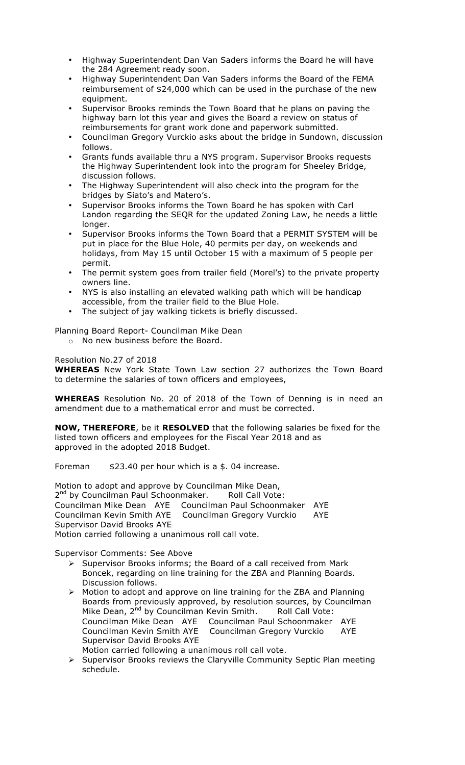- Highway Superintendent Dan Van Saders informs the Board he will have the 284 Agreement ready soon.
- Highway Superintendent Dan Van Saders informs the Board of the FEMA reimbursement of $24,000 which can be used in the purchase of the new equipment.
- Supervisor Brooks reminds the Town Board that he plans on paving the highway barn lot this year and gives the Board a review on status of reimbursements for grant work done and paperwork submitted.
- Councilman Gregory Vurckio asks about the bridge in Sundown, discussion follows.
- Grants funds available thru a NYS program. Supervisor Brooks requests the Highway Superintendent look into the program for Sheeley Bridge, discussion follows.
- The Highway Superintendent will also check into the program for the bridges by Siato's and Matero's.
- Supervisor Brooks informs the Town Board he has spoken with Carl Landon regarding the SEQR for the updated Zoning Law, he needs a little longer.
- Supervisor Brooks informs the Town Board that a PERMIT SYSTEM will be put in place for the Blue Hole, 40 permits per day, on weekends and holidays, from May 15 until October 15 with a maximum of 5 people per permit.
- The permit system goes from trailer field (Morel's) to the private property owners line.
- NYS is also installing an elevated walking path which will be handicap accessible, from the trailer field to the Blue Hole.
- The subject of jay walking tickets is briefly discussed.

Planning Board Report- Councilman Mike Dean

- No new business before the Board.

Resolution No.27 of 2018

**WHEREAS** New York State Town Law section 27 authorizes the Town Board to determine the salaries of town officers and employees,

**WHEREAS** Resolution No. 20 of 2018 of the Town of Denning is in need an amendment due to a mathematical error and must be corrected.

**NOW, THEREFORE**, be it **RESOLVED** that the following salaries be fixed for the listed town officers and employees for the Fiscal Year 2018 and as approved in the adopted 2018 Budget.

Foreman $23.40 per hour which is a $. 04 increase.

Motion to adopt and approve by Councilman Mike Dean,
2nd by Councilman Paul Schoonmaker. Roll Call Vote:
Councilman Mike Dean AYE Councilman Paul Schoonmaker AYE
Councilman Kevin Smith AYE Councilman Gregory Vurckio AYE
Supervisor David Brooks AYE
Motion carried following a unanimous roll call vote.

Supervisor Comments: See Above

- Supervisor Brooks informs; the Board of a call received from Mark Boncek, regarding on line training for the ZBA and Planning Boards. Discussion follows.
- Motion to adopt and approve on line training for the ZBA and Planning Boards from previously approved, by resolution sources, by Councilman Mike Dean, 2nd by Councilman Kevin Smith. Roll Call Vote:
  Councilman Mike Dean AYE Councilman Paul Schoonmaker AYE
  Councilman Kevin Smith AYE Councilman Gregory Vurckio AYE
  Supervisor David Brooks AYE
  Motion carried following a unanimous roll call vote.
- Supervisor Brooks reviews the Claryville Community Septic Plan meeting schedule.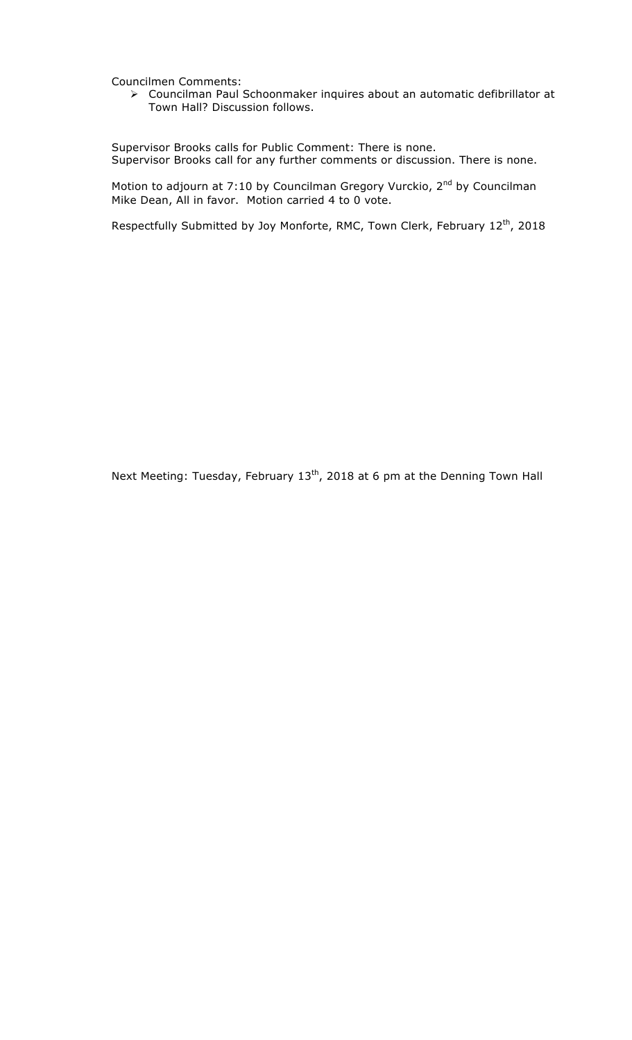Councilmen Comments:

- Councilman Paul Schoonmaker inquires about an automatic defibrillator at Town Hall? Discussion follows.

Supervisor Brooks calls for Public Comment: There is none.
Supervisor Brooks call for any further comments or discussion. There is none.

Motion to adjourn at 7:10 by Councilman Gregory Vurckio, 2nd by Councilman Mike Dean, All in favor. Motion carried 4 to 0 vote.

Respectfully Submitted by Joy Monforte, RMC, Town Clerk, February 12th, 2018

Next Meeting: Tuesday, February 13th, 2018 at 6 pm at the Denning Town Hall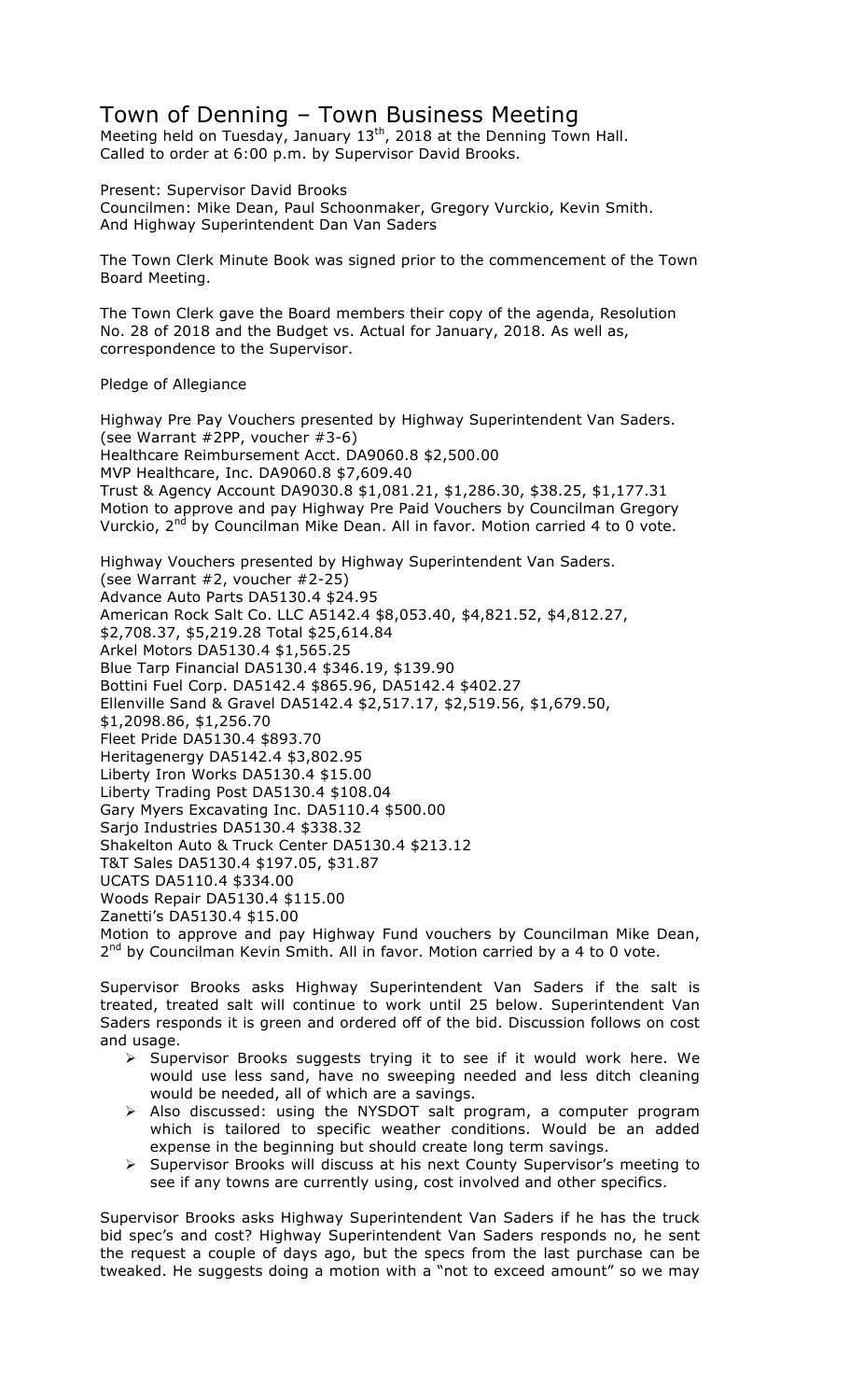# Town of Denning – Town Business Meeting

Meeting held on Tuesday, January 13th, 2018 at the Denning Town Hall.
Called to order at 6:00 p.m. by Supervisor David Brooks.

Present: Supervisor David Brooks
Councilmen: Mike Dean, Paul Schoonmaker, Gregory Vurckio, Kevin Smith.
And Highway Superintendent Dan Van Saders

The Town Clerk Minute Book was signed prior to the commencement of the Town Board Meeting.

The Town Clerk gave the Board members their copy of the agenda, Resolution No. 28 of 2018 and the Budget vs. Actual for January, 2018. As well as, correspondence to the Supervisor.

Pledge of Allegiance

Highway Pre Pay Vouchers presented by Highway Superintendent Van Saders.
(see Warrant #2PP, voucher #3-6)
Healthcare Reimbursement Acct. DA9060.8 $2,500.00
MVP Healthcare, Inc. DA9060.8 $7,609.40
Trust & Agency Account DA9030.8 $1,081.21, $1,286.30, $38.25, $1,177.31
Motion to approve and pay Highway Pre Paid Vouchers by Councilman Gregory Vurckio, 2nd by Councilman Mike Dean. All in favor. Motion carried 4 to 0 vote.

Highway Vouchers presented by Highway Superintendent Van Saders.
(see Warrant #2, voucher #2-25)
Advance Auto Parts DA5130.4 $24.95
American Rock Salt Co. LLC A5142.4 $8,053.40, $4,821.52, $4,812.27, $2,708.37, $5,219.28 Total $25,614.84
Arkel Motors DA5130.4 $1,565.25
Blue Tarp Financial DA5130.4 $346.19, $139.90
Bottini Fuel Corp. DA5142.4 $865.96, DA5142.4 $402.27
Ellenville Sand & Gravel DA5142.4 $2,517.17, $2,519.56, $1,679.50, $1,2098.86, $1,256.70
Fleet Pride DA5130.4 $893.70
Heritagenergy DA5142.4 $3,802.95
Liberty Iron Works DA5130.4 $15.00
Liberty Trading Post DA5130.4 $108.04
Gary Myers Excavating Inc. DA5110.4 $500.00
Sarjo Industries DA5130.4 $338.32
Shakelton Auto & Truck Center DA5130.4 $213.12
T&T Sales DA5130.4 $197.05, $31.87
UCATS DA5110.4 $334.00
Woods Repair DA5130.4 $115.00
Zanetti's DA5130.4 $15.00
Motion to approve and pay Highway Fund vouchers by Councilman Mike Dean, 2nd by Councilman Kevin Smith. All in favor. Motion carried by a 4 to 0 vote.

Supervisor Brooks asks Highway Superintendent Van Saders if the salt is treated, treated salt will continue to work until 25 below. Superintendent Van Saders responds it is green and ordered off of the bid. Discussion follows on cost and usage.

- Supervisor Brooks suggests trying it to see if it would work here. We would use less sand, have no sweeping needed and less ditch cleaning would be needed, all of which are a savings.
- Also discussed: using the NYSDOT salt program, a computer program which is tailored to specific weather conditions. Would be an added expense in the beginning but should create long term savings.
- Supervisor Brooks will discuss at his next County Supervisor's meeting to see if any towns are currently using, cost involved and other specifics.

Supervisor Brooks asks Highway Superintendent Van Saders if he has the truck bid spec's and cost? Highway Superintendent Van Saders responds no, he sent the request a couple of days ago, but the specs from the last purchase can be tweaked. He suggests doing a motion with a "not to exceed amount" so we may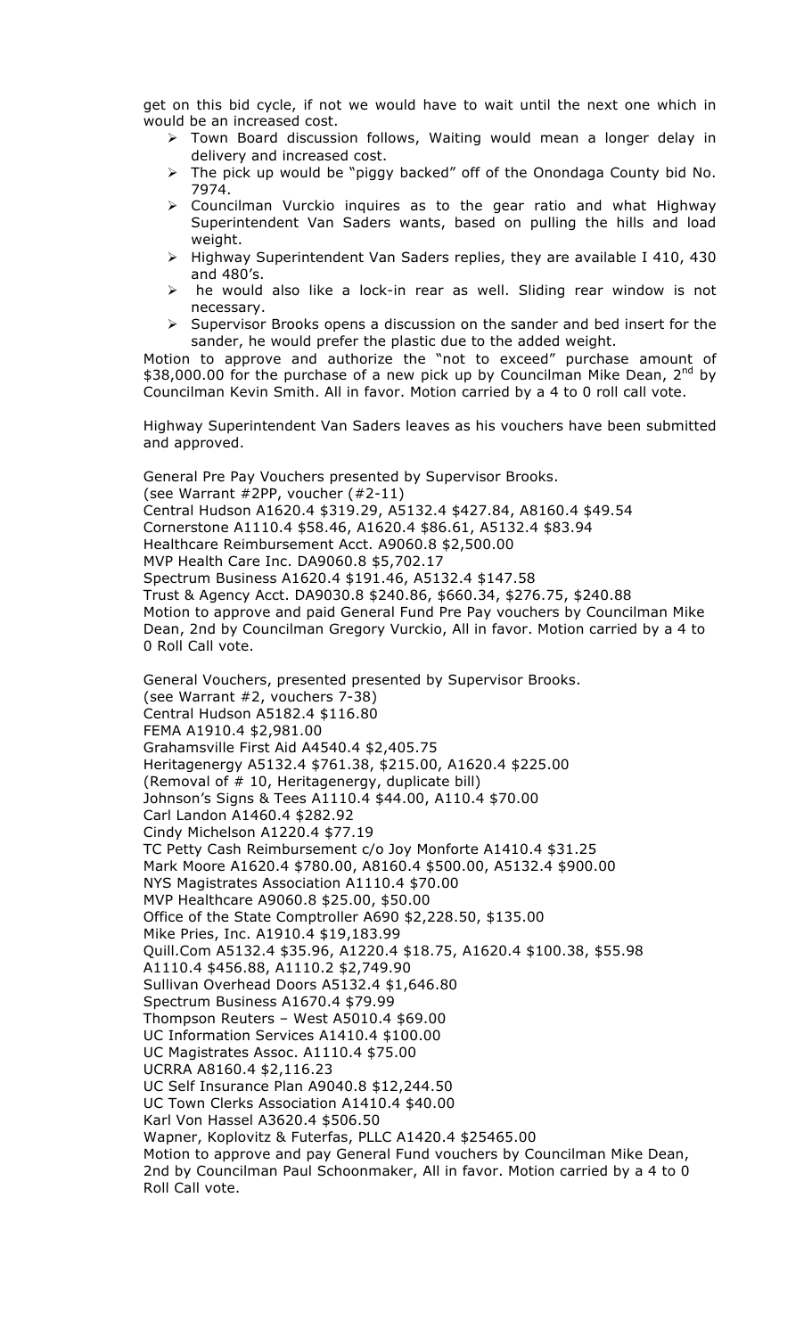get on this bid cycle, if not we would have to wait until the next one which in would be an increased cost.

- Town Board discussion follows, Waiting would mean a longer delay in delivery and increased cost.
- The pick up would be "piggy backed" off of the Onondaga County bid No. 7974.
- Councilman Vurckio inquires as to the gear ratio and what Highway Superintendent Van Saders wants, based on pulling the hills and load weight.
- Highway Superintendent Van Saders replies, they are available I 410, 430 and 480's.
- he would also like a lock-in rear as well. Sliding rear window is not necessary.
- Supervisor Brooks opens a discussion on the sander and bed insert for the sander, he would prefer the plastic due to the added weight.

Motion to approve and authorize the "not to exceed" purchase amount of $38,000.00 for the purchase of a new pick up by Councilman Mike Dean, 2nd by Councilman Kevin Smith. All in favor. Motion carried by a 4 to 0 roll call vote.

Highway Superintendent Van Saders leaves as his vouchers have been submitted and approved.

General Pre Pay Vouchers presented by Supervisor Brooks.
(see Warrant #2PP, voucher (#2-11)
Central Hudson A1620.4 $319.29, A5132.4 $427.84, A8160.4 $49.54
Cornerstone A1110.4 $58.46, A1620.4 $86.61, A5132.4 $83.94
Healthcare Reimbursement Acct. A9060.8 $2,500.00
MVP Health Care Inc. DA9060.8 $5,702.17
Spectrum Business A1620.4 $191.46, A5132.4 $147.58
Trust & Agency Acct. DA9030.8 $240.86, $660.34, $276.75, $240.88
Motion to approve and paid General Fund Pre Pay vouchers by Councilman Mike Dean, 2nd by Councilman Gregory Vurckio, All in favor. Motion carried by a 4 to 0 Roll Call vote.

General Vouchers, presented presented by Supervisor Brooks.
(see Warrant #2, vouchers 7-38)
Central Hudson A5182.4 $116.80
FEMA A1910.4 $2,981.00
Grahamsville First Aid A4540.4 $2,405.75
Heritagenergy A5132.4 $761.38, $215.00, A1620.4 $225.00
(Removal of # 10, Heritagenergy, duplicate bill)
Johnson's Signs & Tees A1110.4 $44.00, A110.4 $70.00
Carl Landon A1460.4 $282.92
Cindy Michelson A1220.4 $77.19
TC Petty Cash Reimbursement c/o Joy Monforte A1410.4 $31.25
Mark Moore A1620.4 $780.00, A8160.4 $500.00, A5132.4 $900.00
NYS Magistrates Association A1110.4 $70.00
MVP Healthcare A9060.8 $25.00, $50.00
Office of the State Comptroller A690 $2,228.50, $135.00
Mike Pries, Inc. A1910.4 $19,183.99
Quill.Com A5132.4 $35.96, A1220.4 $18.75, A1620.4 $100.38, $55.98
A1110.4 $456.88, A1110.2 $2,749.90
Sullivan Overhead Doors A5132.4 $1,646.80
Spectrum Business A1670.4 $79.99
Thompson Reuters – West A5010.4 $69.00
UC Information Services A1410.4 $100.00
UC Magistrates Assoc. A1110.4 $75.00
UCRRA A8160.4 $2,116.23
UC Self Insurance Plan A9040.8 $12,244.50
UC Town Clerks Association A1410.4 $40.00
Karl Von Hassel A3620.4 $506.50
Wapner, Koplovitz & Futerfas, PLLC A1420.4 $25465.00
Motion to approve and pay General Fund vouchers by Councilman Mike Dean, 2nd by Councilman Paul Schoonmaker, All in favor. Motion carried by a 4 to 0 Roll Call vote.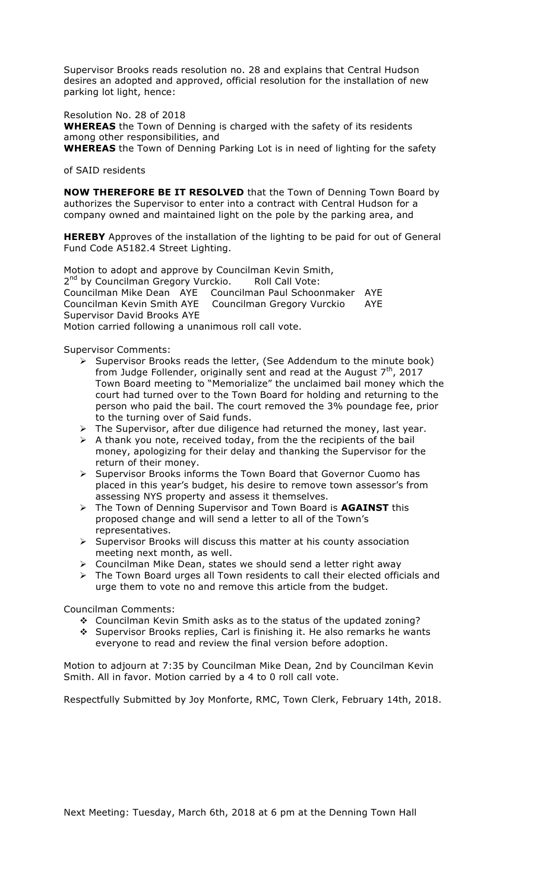Supervisor Brooks reads resolution no. 28 and explains that Central Hudson desires an adopted and approved, official resolution for the installation of new parking lot light, hence:

Resolution No. 28 of 2018
**WHEREAS** the Town of Denning is charged with the safety of its residents among other responsibilities, and
**WHEREAS** the Town of Denning Parking Lot is in need of lighting for the safety

of SAID residents

**NOW THEREFORE BE IT RESOLVED** that the Town of Denning Town Board by authorizes the Supervisor to enter into a contract with Central Hudson for a company owned and maintained light on the pole by the parking area, and

**HEREBY** Approves of the installation of the lighting to be paid for out of General Fund Code A5182.4 Street Lighting.

Motion to adopt and approve by Councilman Kevin Smith,
2nd by Councilman Gregory Vurckio. Roll Call Vote:
Councilman Mike Dean AYE Councilman Paul Schoonmaker AYE
Councilman Kevin Smith AYE Councilman Gregory Vurckio AYE
Supervisor David Brooks AYE
Motion carried following a unanimous roll call vote.

Supervisor Comments:

- Supervisor Brooks reads the letter, (See Addendum to the minute book) from Judge Follender, originally sent and read at the August 7th, 2017 Town Board meeting to "Memorialize" the unclaimed bail money which the court had turned over to the Town Board for holding and returning to the person who paid the bail. The court removed the 3% poundage fee, prior to the turning over of Said funds.
- The Supervisor, after due diligence had returned the money, last year.
- A thank you note, received today, from the the recipients of the bail money, apologizing for their delay and thanking the Supervisor for the return of their money.
- Supervisor Brooks informs the Town Board that Governor Cuomo has placed in this year's budget, his desire to remove town assessor's from assessing NYS property and assess it themselves.
- The Town of Denning Supervisor and Town Board is **AGAINST** this proposed change and will send a letter to all of the Town's representatives.
- Supervisor Brooks will discuss this matter at his county association meeting next month, as well.
- Councilman Mike Dean, states we should send a letter right away
- The Town Board urges all Town residents to call their elected officials and urge them to vote no and remove this article from the budget.

Councilman Comments:

- Councilman Kevin Smith asks as to the status of the updated zoning?
- Supervisor Brooks replies, Carl is finishing it. He also remarks he wants everyone to read and review the final version before adoption.

Motion to adjourn at 7:35 by Councilman Mike Dean, 2nd by Councilman Kevin Smith. All in favor. Motion carried by a 4 to 0 roll call vote.

Respectfully Submitted by Joy Monforte, RMC, Town Clerk, February 14th, 2018.

Next Meeting: Tuesday, March 6th, 2018 at 6 pm at the Denning Town Hall